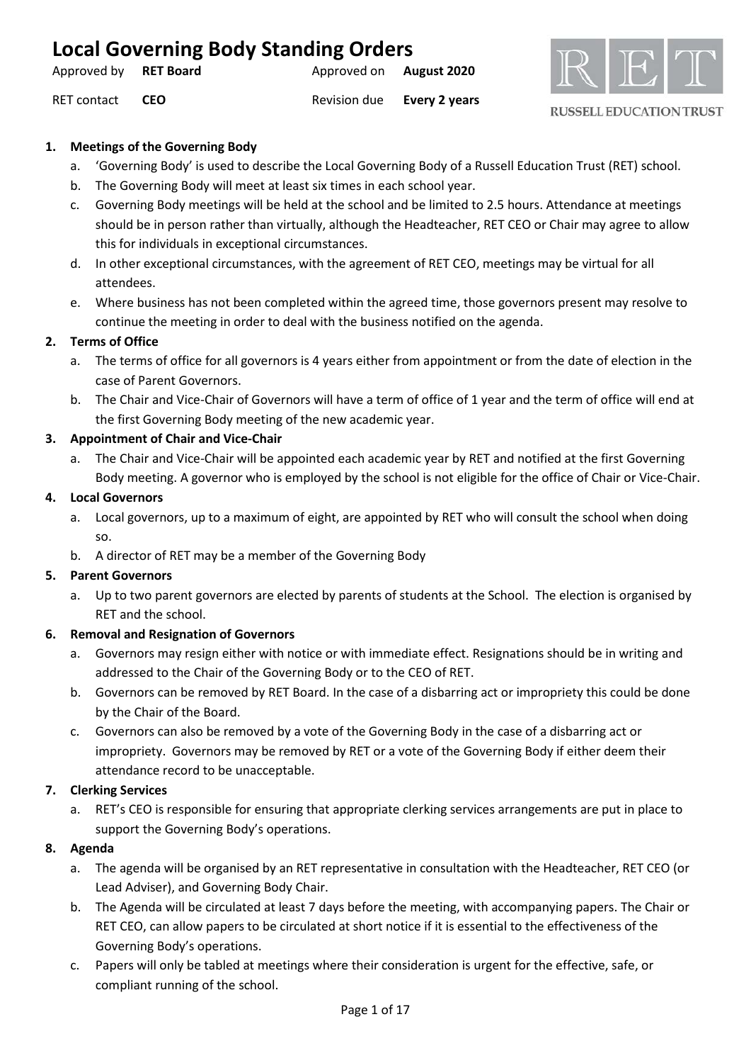# Local Governing Body Standing Orders

| | | | |
|---|---|---|---|
| Approved by | **RET Board** | Approved on | **August 2020** |
| RET contact | **CEO** | Revision due | **Every 2 years** |

RUSSELL EDUCATION TRUST

1. **Meetings of the Governing Body**
    a. 'Governing Body' is used to describe the Local Governing Body of a Russell Education Trust (RET) school.
    b. The Governing Body will meet at least six times in each school year.
    c. Governing Body meetings will be held at the school and be limited to 2.5 hours. Attendance at meetings should be in person rather than virtually, although the Headteacher, RET CEO or Chair may agree to allow this for individuals in exceptional circumstances.
    d. In other exceptional circumstances, with the agreement of RET CEO, meetings may be virtual for all attendees.
    e. Where business has not been completed within the agreed time, those governors present may resolve to continue the meeting in order to deal with the business notified on the agenda.

2. **Terms of Office**
    a. The terms of office for all governors is 4 years either from appointment or from the date of election in the case of Parent Governors.
    b. The Chair and Vice-Chair of Governors will have a term of office of 1 year and the term of office will end at the first Governing Body meeting of the new academic year.

3. **Appointment of Chair and Vice-Chair**
    a. The Chair and Vice-Chair will be appointed each academic year by RET and notified at the first Governing Body meeting. A governor who is employed by the school is not eligible for the office of Chair or Vice-Chair.

4. **Local Governors**
    a. Local governors, up to a maximum of eight, are appointed by RET who will consult the school when doing so.
    b. A director of RET may be a member of the Governing Body

5. **Parent Governors**
    a. Up to two parent governors are elected by parents of students at the School. The election is organised by RET and the school.

6. **Removal and Resignation of Governors**
    a. Governors may resign either with notice or with immediate effect. Resignations should be in writing and addressed to the Chair of the Governing Body or to the CEO of RET.
    b. Governors can be removed by RET Board. In the case of a disbarring act or impropriety this could be done by the Chair of the Board.
    c. Governors can also be removed by a vote of the Governing Body in the case of a disbarring act or impropriety. Governors may be removed by RET or a vote of the Governing Body if either deem their attendance record to be unacceptable.

7. **Clerking Services**
    a. RET's CEO is responsible for ensuring that appropriate clerking services arrangements are put in place to support the Governing Body's operations.

8. **Agenda**
    a. The agenda will be organised by an RET representative in consultation with the Headteacher, RET CEO (or Lead Adviser), and Governing Body Chair.
    b. The Agenda will be circulated at least 7 days before the meeting, with accompanying papers. The Chair or RET CEO, can allow papers to be circulated at short notice if it is essential to the effectiveness of the Governing Body's operations.
    c. Papers will only be tabled at meetings where their consideration is urgent for the effective, safe, or compliant running of the school.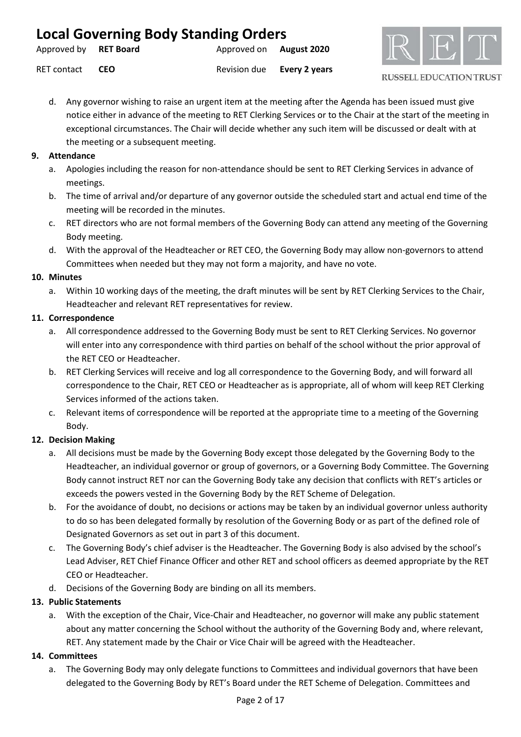d. Any governor wishing to raise an urgent item at the meeting after the Agenda has been issued must give notice either in advance of the meeting to RET Clerking Services or to the Chair at the start of the meeting in exceptional circumstances. The Chair will decide whether any such item will be discussed or dealt with at the meeting or a subsequent meeting.

**9. Attendance**

a. Apologies including the reason for non-attendance should be sent to RET Clerking Services in advance of meetings.

b. The time of arrival and/or departure of any governor outside the scheduled start and actual end time of the meeting will be recorded in the minutes.

c. RET directors who are not formal members of the Governing Body can attend any meeting of the Governing Body meeting.

d. With the approval of the Headteacher or RET CEO, the Governing Body may allow non-governors to attend Committees when needed but they may not form a majority, and have no vote.

**10. Minutes**

a. Within 10 working days of the meeting, the draft minutes will be sent by RET Clerking Services to the Chair, Headteacher and relevant RET representatives for review.

**11. Correspondence**

a. All correspondence addressed to the Governing Body must be sent to RET Clerking Services. No governor will enter into any correspondence with third parties on behalf of the school without the prior approval of the RET CEO or Headteacher.

b. RET Clerking Services will receive and log all correspondence to the Governing Body, and will forward all correspondence to the Chair, RET CEO or Headteacher as is appropriate, all of whom will keep RET Clerking Services informed of the actions taken.

c. Relevant items of correspondence will be reported at the appropriate time to a meeting of the Governing Body.

**12. Decision Making**

a. All decisions must be made by the Governing Body except those delegated by the Governing Body to the Headteacher, an individual governor or group of governors, or a Governing Body Committee. The Governing Body cannot instruct RET nor can the Governing Body take any decision that conflicts with RET's articles or exceeds the powers vested in the Governing Body by the RET Scheme of Delegation.

b. For the avoidance of doubt, no decisions or actions may be taken by an individual governor unless authority to do so has been delegated formally by resolution of the Governing Body or as part of the defined role of Designated Governors as set out in part 3 of this document.

c. The Governing Body's chief adviser is the Headteacher. The Governing Body is also advised by the school's Lead Adviser, RET Chief Finance Officer and other RET and school officers as deemed appropriate by the RET CEO or Headteacher.

d. Decisions of the Governing Body are binding on all its members.

**13. Public Statements**

a. With the exception of the Chair, Vice-Chair and Headteacher, no governor will make any public statement about any matter concerning the School without the authority of the Governing Body and, where relevant, RET. Any statement made by the Chair or Vice Chair will be agreed with the Headteacher.

**14. Committees**

a. The Governing Body may only delegate functions to Committees and individual governors that have been delegated to the Governing Body by RET's Board under the RET Scheme of Delegation. Committees and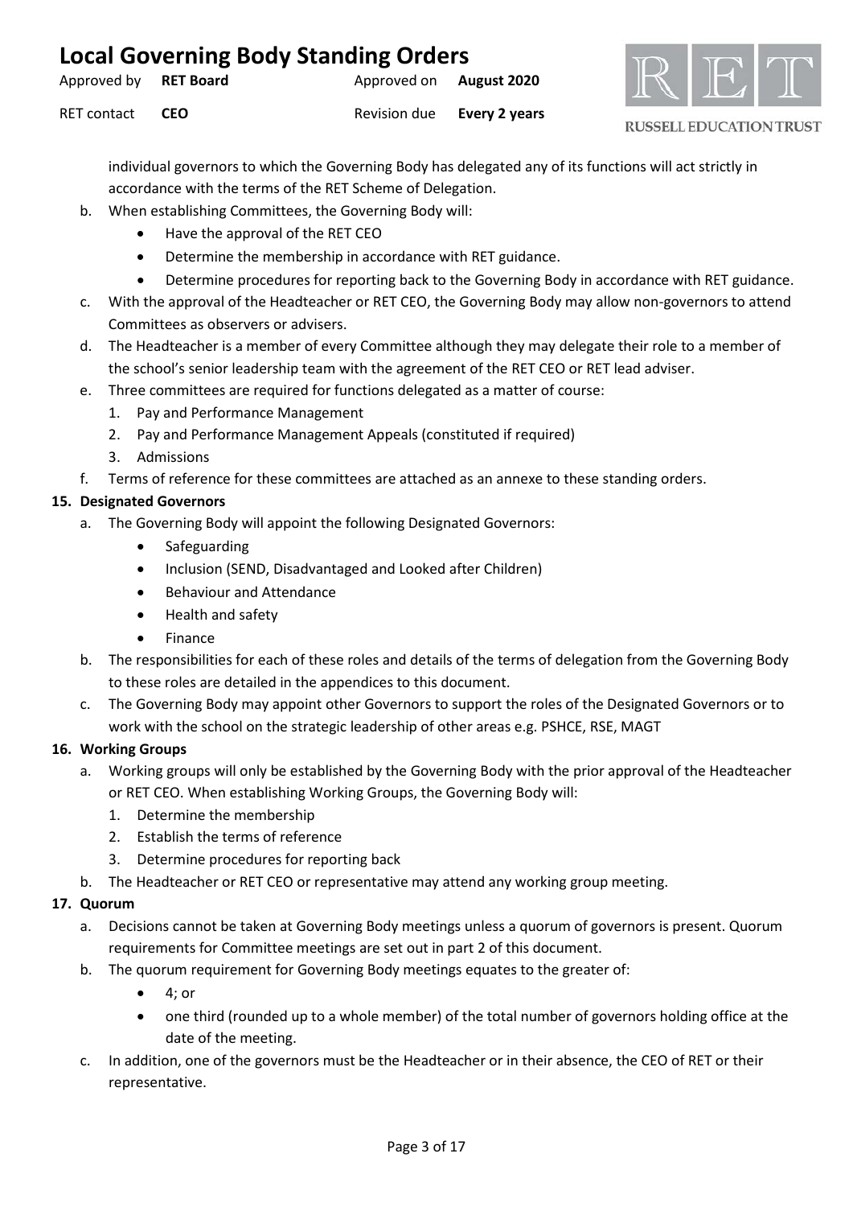individual governors to which the Governing Body has delegated any of its functions will act strictly in accordance with the terms of the RET Scheme of Delegation.

b. When establishing Committees, the Governing Body will:
    - Have the approval of the RET CEO
    - Determine the membership in accordance with RET guidance.
    - Determine procedures for reporting back to the Governing Body in accordance with RET guidance.

c. With the approval of the Headteacher or RET CEO, the Governing Body may allow non-governors to attend Committees as observers or advisers.

d. The Headteacher is a member of every Committee although they may delegate their role to a member of the school's senior leadership team with the agreement of the RET CEO or RET lead adviser.

e. Three committees are required for functions delegated as a matter of course:
    1. Pay and Performance Management
    2. Pay and Performance Management Appeals (constituted if required)
    3. Admissions

f. Terms of reference for these committees are attached as an annexe to these standing orders.

**15. Designated Governors**

a. The Governing Body will appoint the following Designated Governors:
    - Safeguarding
    - Inclusion (SEND, Disadvantaged and Looked after Children)
    - Behaviour and Attendance
    - Health and safety
    - Finance

b. The responsibilities for each of these roles and details of the terms of delegation from the Governing Body to these roles are detailed in the appendices to this document.

c. The Governing Body may appoint other Governors to support the roles of the Designated Governors or to work with the school on the strategic leadership of other areas e.g. PSHCE, RSE, MAGT

**16. Working Groups**

a. Working groups will only be established by the Governing Body with the prior approval of the Headteacher or RET CEO. When establishing Working Groups, the Governing Body will:
    1. Determine the membership
    2. Establish the terms of reference
    3. Determine procedures for reporting back

b. The Headteacher or RET CEO or representative may attend any working group meeting.

**17. Quorum**

a. Decisions cannot be taken at Governing Body meetings unless a quorum of governors is present. Quorum requirements for Committee meetings are set out in part 2 of this document.

b. The quorum requirement for Governing Body meetings equates to the greater of:
    - 4; or
    - one third (rounded up to a whole member) of the total number of governors holding office at the date of the meeting.

c. In addition, one of the governors must be the Headteacher or in their absence, the CEO of RET or their representative.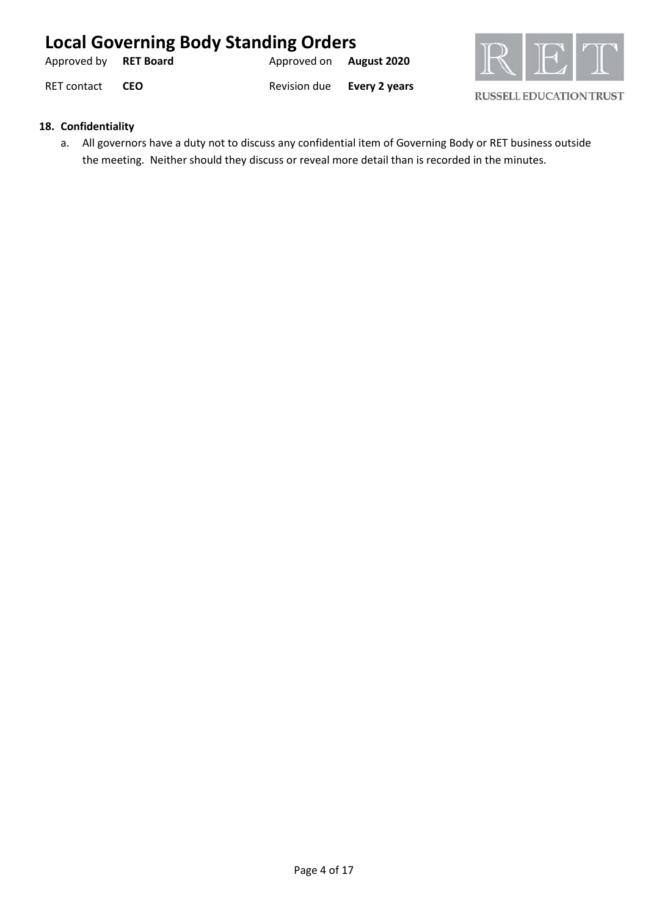**18. Confidentiality**

a. All governors have a duty not to discuss any confidential item of Governing Body or RET business outside the meeting. Neither should they discuss or reveal more detail than is recorded in the minutes.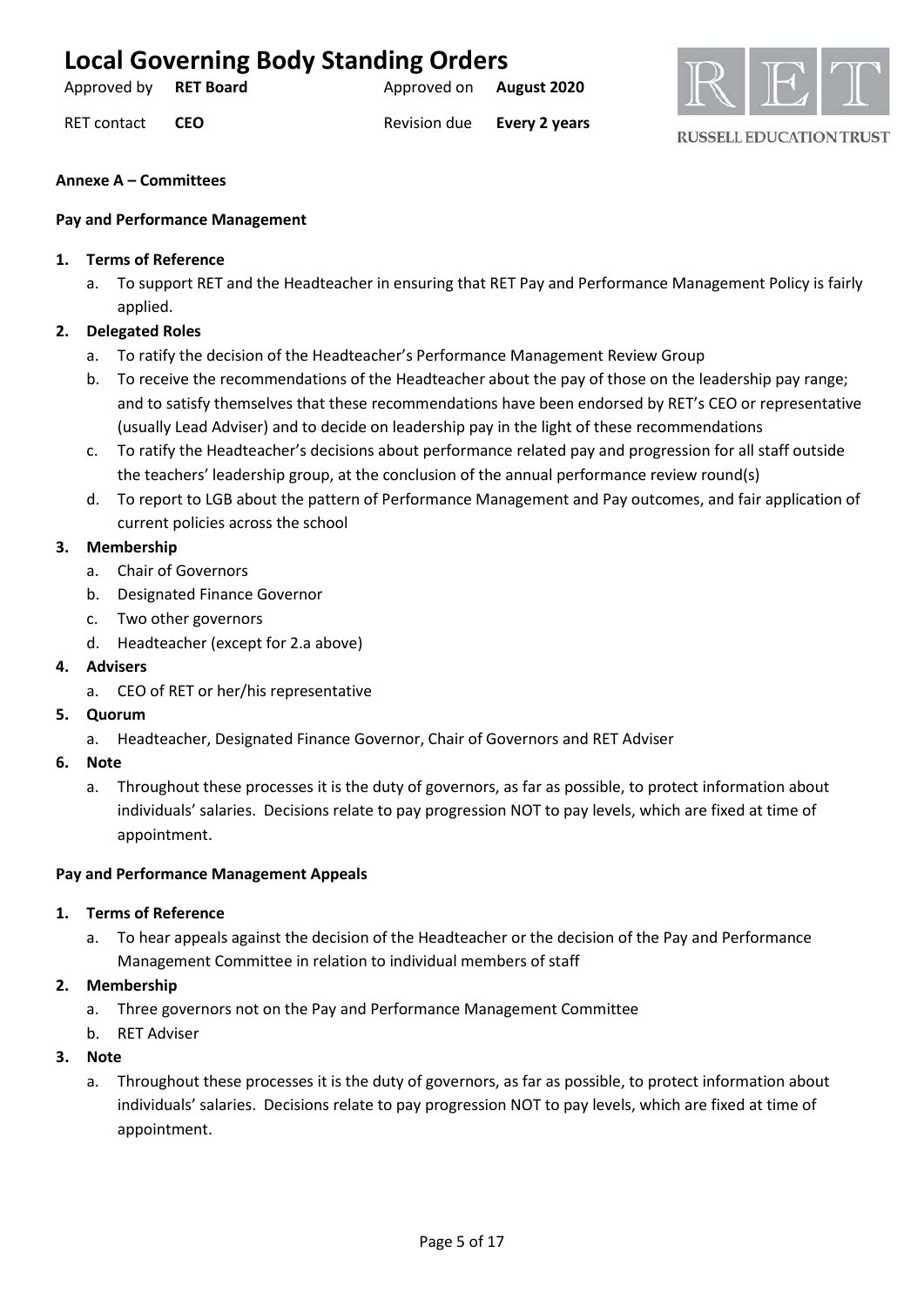**Annexe A – Committees**

**Pay and Performance Management**

1. **Terms of Reference**
   a. To support RET and the Headteacher in ensuring that RET Pay and Performance Management Policy is fairly applied.
2. **Delegated Roles**
   a. To ratify the decision of the Headteacher's Performance Management Review Group
   b. To receive the recommendations of the Headteacher about the pay of those on the leadership pay range; and to satisfy themselves that these recommendations have been endorsed by RET's CEO or representative (usually Lead Adviser) and to decide on leadership pay in the light of these recommendations
   c. To ratify the Headteacher's decisions about performance related pay and progression for all staff outside the teachers' leadership group, at the conclusion of the annual performance review round(s)
   d. To report to LGB about the pattern of Performance Management and Pay outcomes, and fair application of current policies across the school
3. **Membership**
   a. Chair of Governors
   b. Designated Finance Governor
   c. Two other governors
   d. Headteacher (except for 2.a above)
4. **Advisers**
   a. CEO of RET or her/his representative
5. **Quorum**
   a. Headteacher, Designated Finance Governor, Chair of Governors and RET Adviser
6. **Note**
   a. Throughout these processes it is the duty of governors, as far as possible, to protect information about individuals' salaries. Decisions relate to pay progression NOT to pay levels, which are fixed at time of appointment.

**Pay and Performance Management Appeals**

1. **Terms of Reference**
   a. To hear appeals against the decision of the Headteacher or the decision of the Pay and Performance Management Committee in relation to individual members of staff
2. **Membership**
   a. Three governors not on the Pay and Performance Management Committee
   b. RET Adviser
3. **Note**
   a. Throughout these processes it is the duty of governors, as far as possible, to protect information about individuals' salaries. Decisions relate to pay progression NOT to pay levels, which are fixed at time of appointment.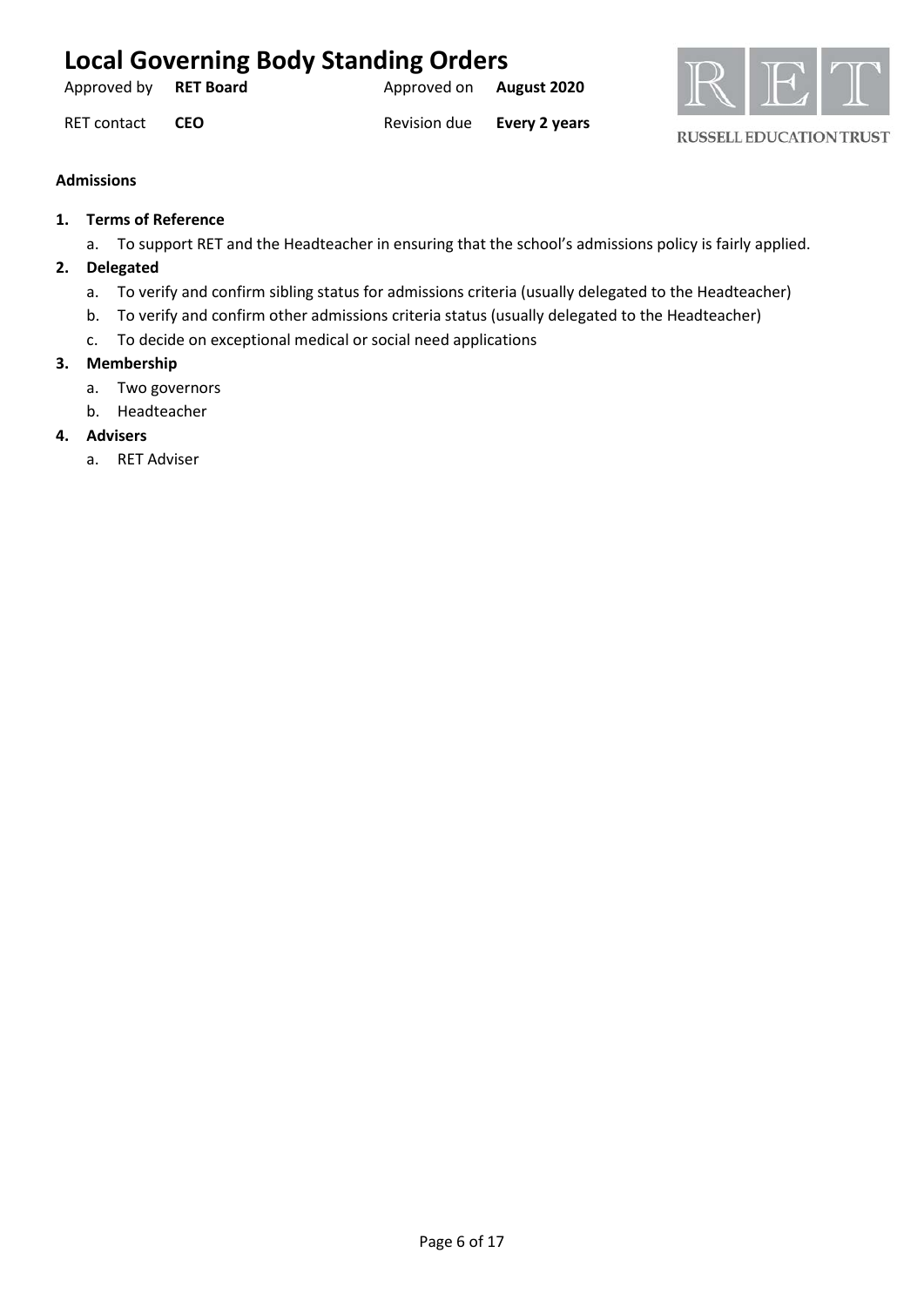**Admissions**

1. **Terms of Reference**
   a. To support RET and the Headteacher in ensuring that the school's admissions policy is fairly applied.
2. **Delegated**
   a. To verify and confirm sibling status for admissions criteria (usually delegated to the Headteacher)
   b. To verify and confirm other admissions criteria status (usually delegated to the Headteacher)
   c. To decide on exceptional medical or social need applications
3. **Membership**
   a. Two governors
   b. Headteacher
4. **Advisers**
   a. RET Adviser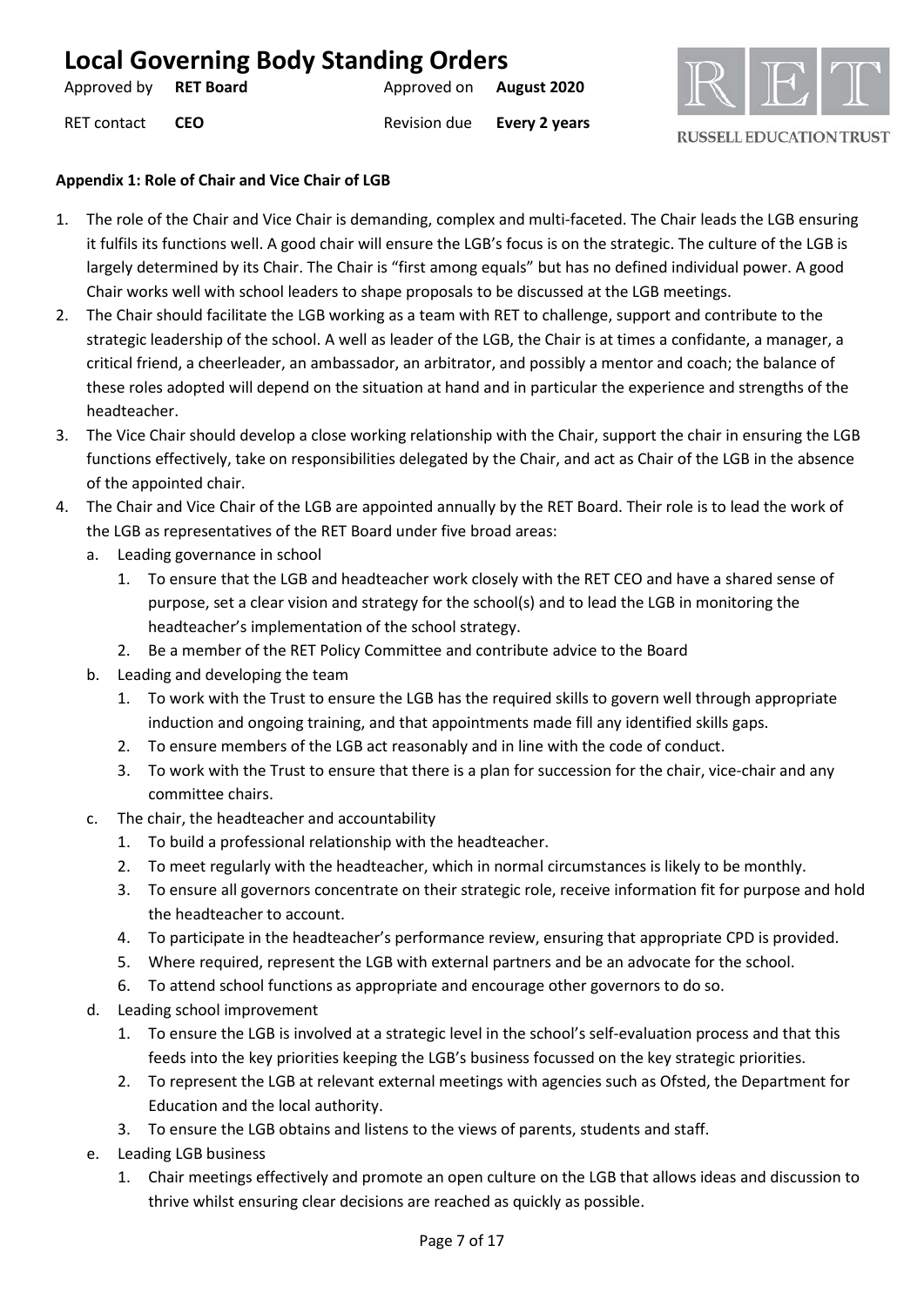**Appendix 1: Role of Chair and Vice Chair of LGB**

1. The role of the Chair and Vice Chair is demanding, complex and multi-faceted. The Chair leads the LGB ensuring it fulfils its functions well. A good chair will ensure the LGB's focus is on the strategic. The culture of the LGB is largely determined by its Chair. The Chair is "first among equals" but has no defined individual power. A good Chair works well with school leaders to shape proposals to be discussed at the LGB meetings.
2. The Chair should facilitate the LGB working as a team with RET to challenge, support and contribute to the strategic leadership of the school. A well as leader of the LGB, the Chair is at times a confidante, a manager, a critical friend, a cheerleader, an ambassador, an arbitrator, and possibly a mentor and coach; the balance of these roles adopted will depend on the situation at hand and in particular the experience and strengths of the headteacher.
3. The Vice Chair should develop a close working relationship with the Chair, support the chair in ensuring the LGB functions effectively, take on responsibilities delegated by the Chair, and act as Chair of the LGB in the absence of the appointed chair.
4. The Chair and Vice Chair of the LGB are appointed annually by the RET Board. Their role is to lead the work of the LGB as representatives of the RET Board under five broad areas:
   a. Leading governance in school
      1. To ensure that the LGB and headteacher work closely with the RET CEO and have a shared sense of purpose, set a clear vision and strategy for the school(s) and to lead the LGB in monitoring the headteacher's implementation of the school strategy.
      2. Be a member of the RET Policy Committee and contribute advice to the Board
   b. Leading and developing the team
      1. To work with the Trust to ensure the LGB has the required skills to govern well through appropriate induction and ongoing training, and that appointments made fill any identified skills gaps.
      2. To ensure members of the LGB act reasonably and in line with the code of conduct.
      3. To work with the Trust to ensure that there is a plan for succession for the chair, vice-chair and any committee chairs.
   c. The chair, the headteacher and accountability
      1. To build a professional relationship with the headteacher.
      2. To meet regularly with the headteacher, which in normal circumstances is likely to be monthly.
      3. To ensure all governors concentrate on their strategic role, receive information fit for purpose and hold the headteacher to account.
      4. To participate in the headteacher's performance review, ensuring that appropriate CPD is provided.
      5. Where required, represent the LGB with external partners and be an advocate for the school.
      6. To attend school functions as appropriate and encourage other governors to do so.
   d. Leading school improvement
      1. To ensure the LGB is involved at a strategic level in the school's self-evaluation process and that this feeds into the key priorities keeping the LGB's business focussed on the key strategic priorities.
      2. To represent the LGB at relevant external meetings with agencies such as Ofsted, the Department for Education and the local authority.
      3. To ensure the LGB obtains and listens to the views of parents, students and staff.
   e. Leading LGB business
      1. Chair meetings effectively and promote an open culture on the LGB that allows ideas and discussion to thrive whilst ensuring clear decisions are reached as quickly as possible.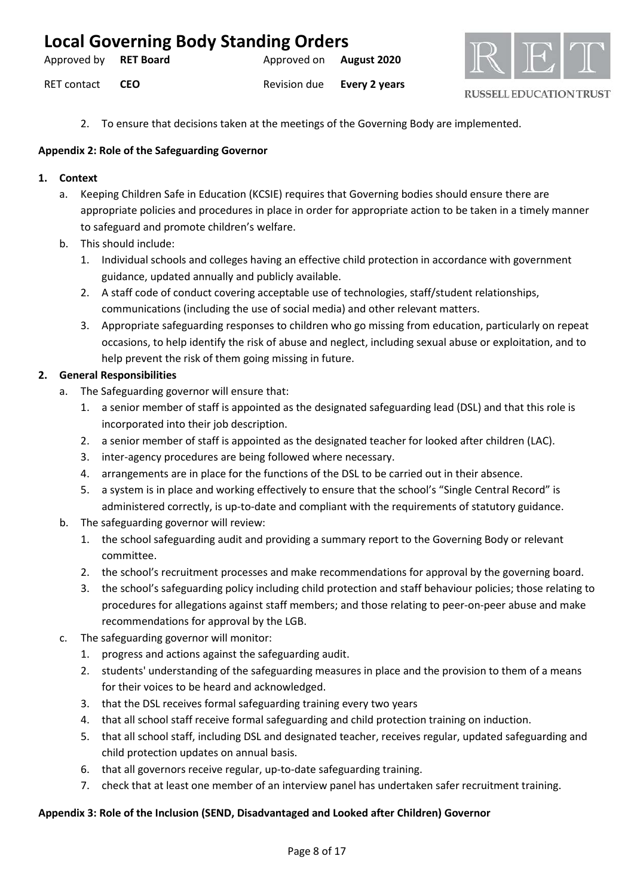2. To ensure that decisions taken at the meetings of the Governing Body are implemented.

**Appendix 2: Role of the Safeguarding Governor**

1. **Context**
   a. Keeping Children Safe in Education (KCSIE) requires that Governing bodies should ensure there are appropriate policies and procedures in place in order for appropriate action to be taken in a timely manner to safeguard and promote children's welfare.
   b. This should include:
      1. Individual schools and colleges having an effective child protection in accordance with government guidance, updated annually and publicly available.
      2. A staff code of conduct covering acceptable use of technologies, staff/student relationships, communications (including the use of social media) and other relevant matters.
      3. Appropriate safeguarding responses to children who go missing from education, particularly on repeat occasions, to help identify the risk of abuse and neglect, including sexual abuse or exploitation, and to help prevent the risk of them going missing in future.
2. **General Responsibilities**
   a. The Safeguarding governor will ensure that:
      1. a senior member of staff is appointed as the designated safeguarding lead (DSL) and that this role is incorporated into their job description.
      2. a senior member of staff is appointed as the designated teacher for looked after children (LAC).
      3. inter-agency procedures are being followed where necessary.
      4. arrangements are in place for the functions of the DSL to be carried out in their absence.
      5. a system is in place and working effectively to ensure that the school's "Single Central Record" is administered correctly, is up-to-date and compliant with the requirements of statutory guidance.
   b. The safeguarding governor will review:
      1. the school safeguarding audit and providing a summary report to the Governing Body or relevant committee.
      2. the school's recruitment processes and make recommendations for approval by the governing board.
      3. the school's safeguarding policy including child protection and staff behaviour policies; those relating to procedures for allegations against staff members; and those relating to peer-on-peer abuse and make recommendations for approval by the LGB.
   c. The safeguarding governor will monitor:
      1. progress and actions against the safeguarding audit.
      2. students' understanding of the safeguarding measures in place and the provision to them of a means for their voices to be heard and acknowledged.
      3. that the DSL receives formal safeguarding training every two years
      4. that all school staff receive formal safeguarding and child protection training on induction.
      5. that all school staff, including DSL and designated teacher, receives regular, updated safeguarding and child protection updates on annual basis.
      6. that all governors receive regular, up-to-date safeguarding training.
      7. check that at least one member of an interview panel has undertaken safer recruitment training.

**Appendix 3: Role of the Inclusion (SEND, Disadvantaged and Looked after Children) Governor**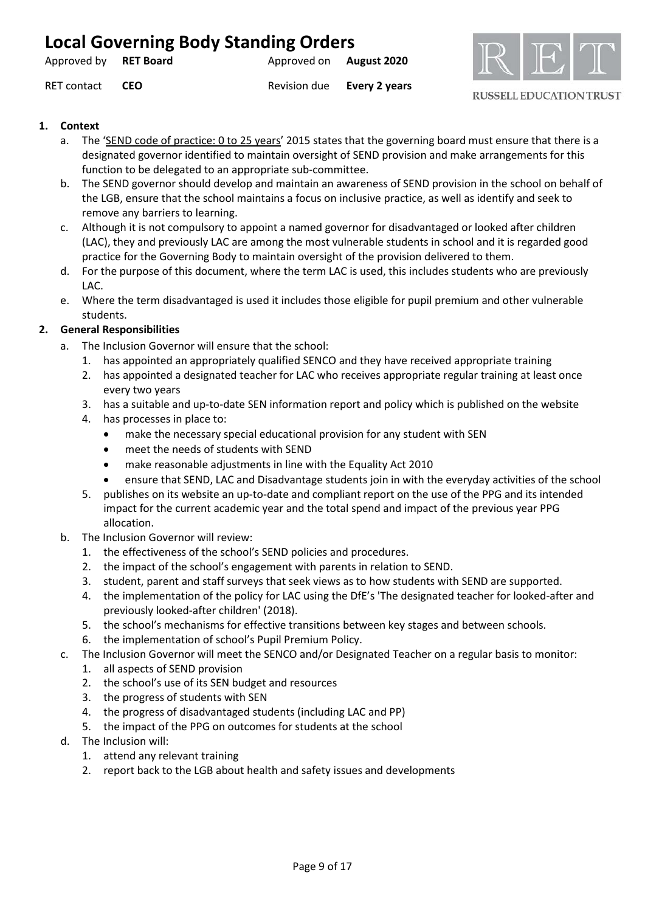# Local Governing Body Standing Orders

Approved by **RET Board** Approved on **August 2020**

RET contact **CEO** Revision due **Every 2 years**

**1. Context**

a. The 'SEND code of practice: 0 to 25 years' 2015 states that the governing board must ensure that there is a designated governor identified to maintain oversight of SEND provision and make arrangements for this function to be delegated to an appropriate sub-committee.

b. The SEND governor should develop and maintain an awareness of SEND provision in the school on behalf of the LGB, ensure that the school maintains a focus on inclusive practice, as well as identify and seek to remove any barriers to learning.

c. Although it is not compulsory to appoint a named governor for disadvantaged or looked after children (LAC), they and previously LAC are among the most vulnerable students in school and it is regarded good practice for the Governing Body to maintain oversight of the provision delivered to them.

d. For the purpose of this document, where the term LAC is used, this includes students who are previously LAC.

e. Where the term disadvantaged is used it includes those eligible for pupil premium and other vulnerable students.

**2. General Responsibilities**

a. The Inclusion Governor will ensure that the school:

1. has appointed an appropriately qualified SENCO and they have received appropriate training
2. has appointed a designated teacher for LAC who receives appropriate regular training at least once every two years
3. has a suitable and up-to-date SEN information report and policy which is published on the website
4. has processes in place to:
   - make the necessary special educational provision for any student with SEN
   - meet the needs of students with SEND
   - make reasonable adjustments in line with the Equality Act 2010
   - ensure that SEND, LAC and Disadvantage students join in with the everyday activities of the school
5. publishes on its website an up-to-date and compliant report on the use of the PPG and its intended impact for the current academic year and the total spend and impact of the previous year PPG allocation.

b. The Inclusion Governor will review:

1. the effectiveness of the school's SEND policies and procedures.
2. the impact of the school's engagement with parents in relation to SEND.
3. student, parent and staff surveys that seek views as to how students with SEND are supported.
4. the implementation of the policy for LAC using the DfE's 'The designated teacher for looked-after and previously looked-after children' (2018).
5. the school's mechanisms for effective transitions between key stages and between schools.
6. the implementation of school's Pupil Premium Policy.

c. The Inclusion Governor will meet the SENCO and/or Designated Teacher on a regular basis to monitor:

1. all aspects of SEND provision
2. the school's use of its SEN budget and resources
3. the progress of students with SEN
4. the progress of disadvantaged students (including LAC and PP)
5. the impact of the PPG on outcomes for students at the school

d. The Inclusion will:

1. attend any relevant training
2. report back to the LGB about health and safety issues and developments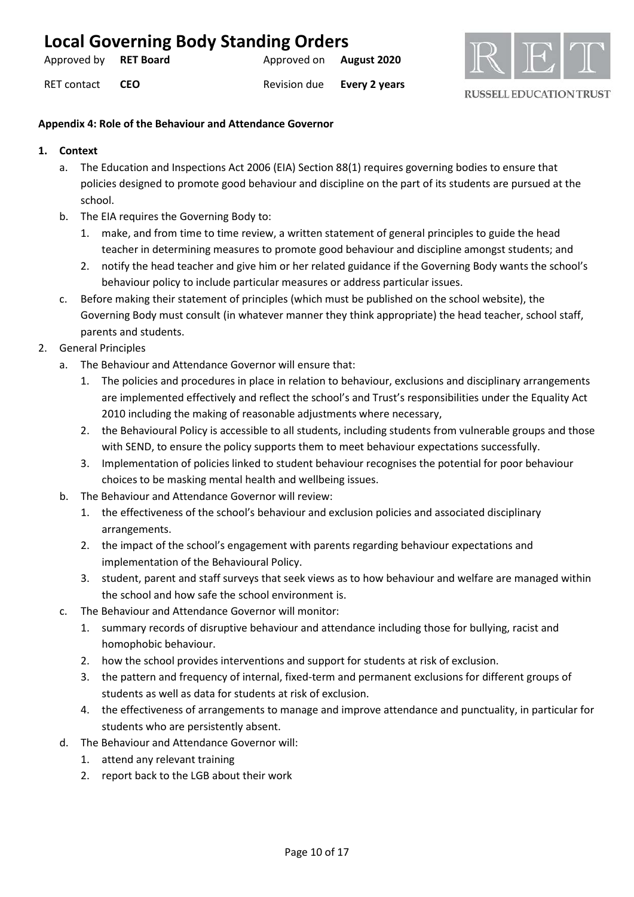**Appendix 4: Role of the Behaviour and Attendance Governor**

1. **Context**
   a. The Education and Inspections Act 2006 (EIA) Section 88(1) requires governing bodies to ensure that policies designed to promote good behaviour and discipline on the part of its students are pursued at the school.
   b. The EIA requires the Governing Body to:
      1. make, and from time to time review, a written statement of general principles to guide the head teacher in determining measures to promote good behaviour and discipline amongst students; and
      2. notify the head teacher and give him or her related guidance if the Governing Body wants the school's behaviour policy to include particular measures or address particular issues.
   c. Before making their statement of principles (which must be published on the school website), the Governing Body must consult (in whatever manner they think appropriate) the head teacher, school staff, parents and students.
2. General Principles
   a. The Behaviour and Attendance Governor will ensure that:
      1. The policies and procedures in place in relation to behaviour, exclusions and disciplinary arrangements are implemented effectively and reflect the school's and Trust's responsibilities under the Equality Act 2010 including the making of reasonable adjustments where necessary,
      2. the Behavioural Policy is accessible to all students, including students from vulnerable groups and those with SEND, to ensure the policy supports them to meet behaviour expectations successfully.
      3. Implementation of policies linked to student behaviour recognises the potential for poor behaviour choices to be masking mental health and wellbeing issues.
   b. The Behaviour and Attendance Governor will review:
      1. the effectiveness of the school's behaviour and exclusion policies and associated disciplinary arrangements.
      2. the impact of the school's engagement with parents regarding behaviour expectations and implementation of the Behavioural Policy.
      3. student, parent and staff surveys that seek views as to how behaviour and welfare are managed within the school and how safe the school environment is.
   c. The Behaviour and Attendance Governor will monitor:
      1. summary records of disruptive behaviour and attendance including those for bullying, racist and homophobic behaviour.
      2. how the school provides interventions and support for students at risk of exclusion.
      3. the pattern and frequency of internal, fixed-term and permanent exclusions for different groups of students as well as data for students at risk of exclusion.
      4. the effectiveness of arrangements to manage and improve attendance and punctuality, in particular for students who are persistently absent.
   d. The Behaviour and Attendance Governor will:
      1. attend any relevant training
      2. report back to the LGB about their work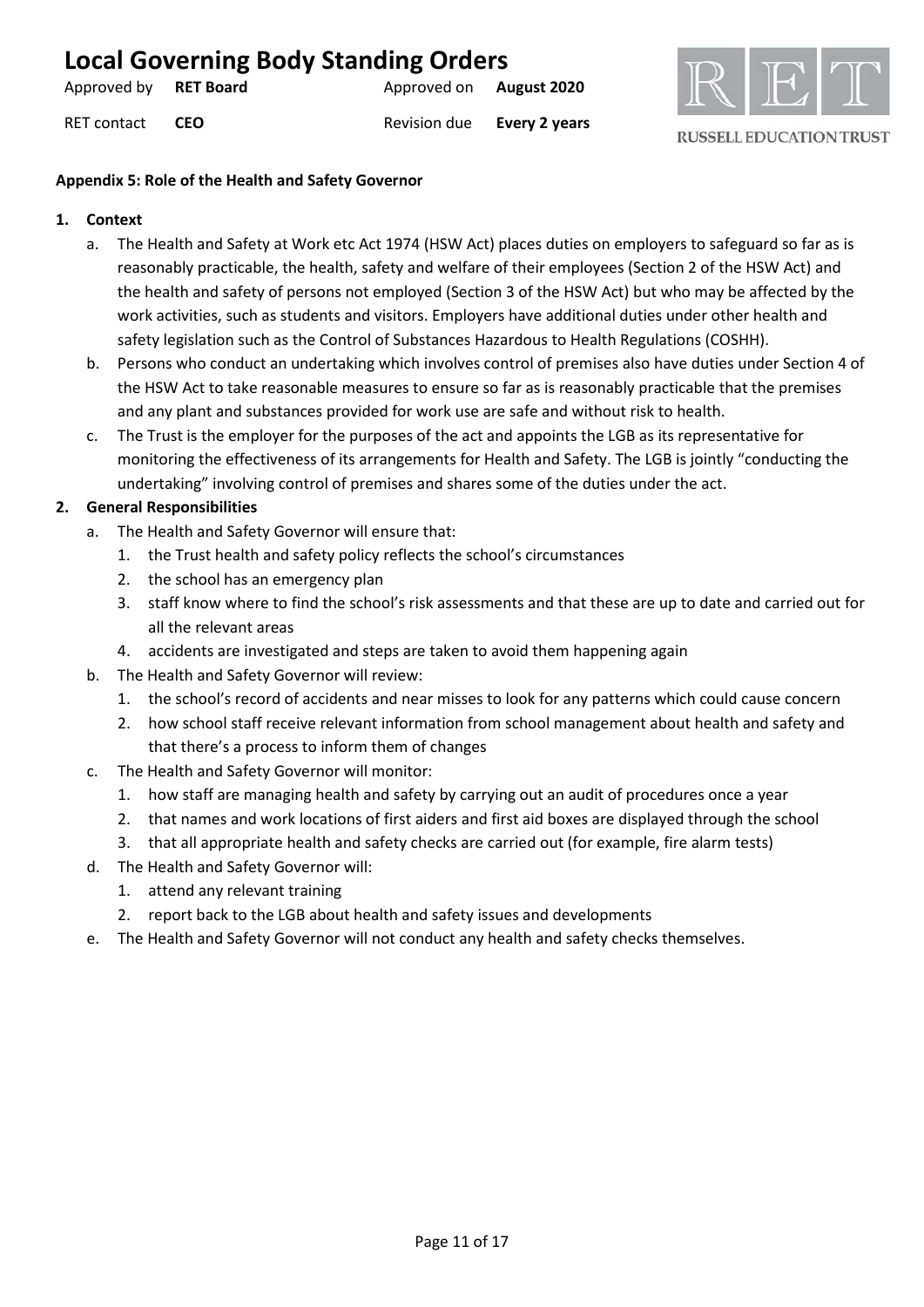**Appendix 5: Role of the Health and Safety Governor**

1. **Context**
   a. The Health and Safety at Work etc Act 1974 (HSW Act) places duties on employers to safeguard so far as is reasonably practicable, the health, safety and welfare of their employees (Section 2 of the HSW Act) and the health and safety of persons not employed (Section 3 of the HSW Act) but who may be affected by the work activities, such as students and visitors. Employers have additional duties under other health and safety legislation such as the Control of Substances Hazardous to Health Regulations (COSHH).
   b. Persons who conduct an undertaking which involves control of premises also have duties under Section 4 of the HSW Act to take reasonable measures to ensure so far as is reasonably practicable that the premises and any plant and substances provided for work use are safe and without risk to health.
   c. The Trust is the employer for the purposes of the act and appoints the LGB as its representative for monitoring the effectiveness of its arrangements for Health and Safety. The LGB is jointly "conducting the undertaking" involving control of premises and shares some of the duties under the act.
2. **General Responsibilities**
   a. The Health and Safety Governor will ensure that:
      1. the Trust health and safety policy reflects the school's circumstances
      2. the school has an emergency plan
      3. staff know where to find the school's risk assessments and that these are up to date and carried out for all the relevant areas
      4. accidents are investigated and steps are taken to avoid them happening again
   b. The Health and Safety Governor will review:
      1. the school's record of accidents and near misses to look for any patterns which could cause concern
      2. how school staff receive relevant information from school management about health and safety and that there's a process to inform them of changes
   c. The Health and Safety Governor will monitor:
      1. how staff are managing health and safety by carrying out an audit of procedures once a year
      2. that names and work locations of first aiders and first aid boxes are displayed through the school
      3. that all appropriate health and safety checks are carried out (for example, fire alarm tests)
   d. The Health and Safety Governor will:
      1. attend any relevant training
      2. report back to the LGB about health and safety issues and developments
   e. The Health and Safety Governor will not conduct any health and safety checks themselves.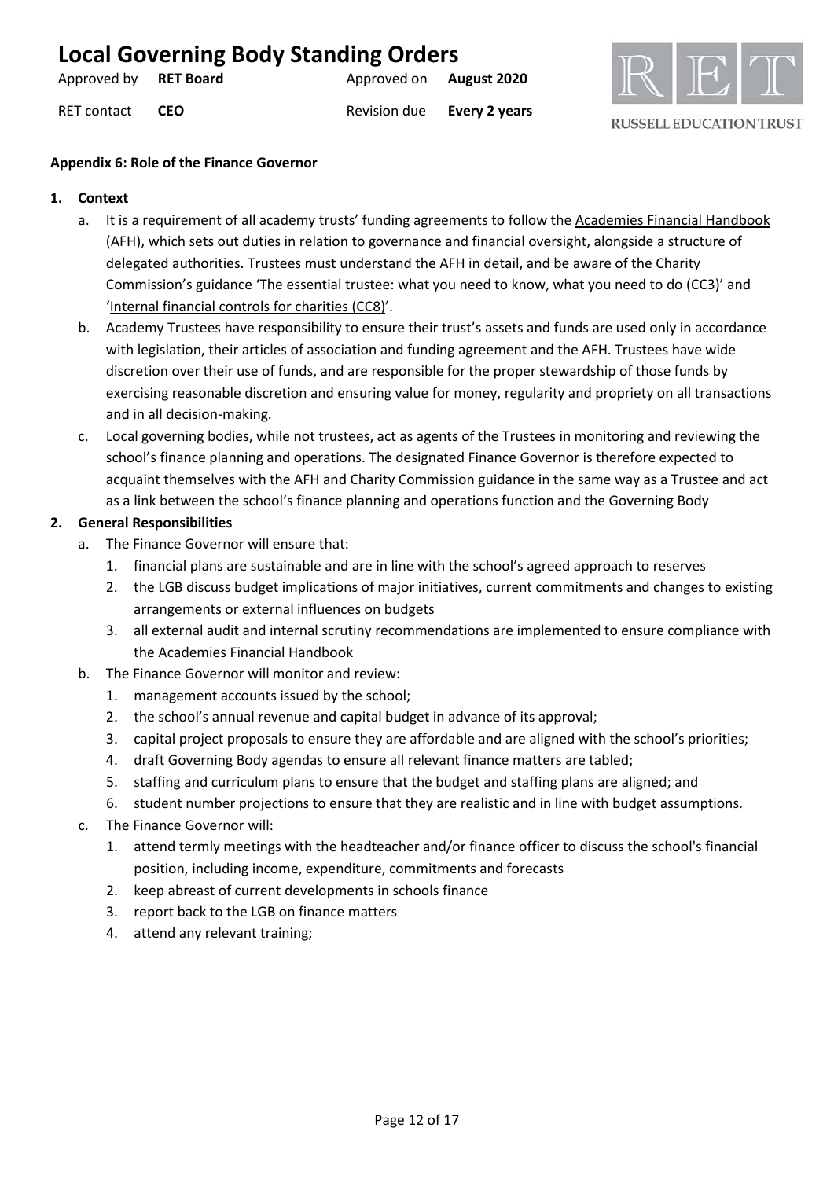**Appendix 6: Role of the Finance Governor**

1. **Context**
   a. It is a requirement of all academy trusts' funding agreements to follow the Academies Financial Handbook (AFH), which sets out duties in relation to governance and financial oversight, alongside a structure of delegated authorities. Trustees must understand the AFH in detail, and be aware of the Charity Commission's guidance 'The essential trustee: what you need to know, what you need to do (CC3)' and 'Internal financial controls for charities (CC8)'.
   b. Academy Trustees have responsibility to ensure their trust's assets and funds are used only in accordance with legislation, their articles of association and funding agreement and the AFH. Trustees have wide discretion over their use of funds, and are responsible for the proper stewardship of those funds by exercising reasonable discretion and ensuring value for money, regularity and propriety on all transactions and in all decision-making.
   c. Local governing bodies, while not trustees, act as agents of the Trustees in monitoring and reviewing the school's finance planning and operations. The designated Finance Governor is therefore expected to acquaint themselves with the AFH and Charity Commission guidance in the same way as a Trustee and act as a link between the school's finance planning and operations function and the Governing Body

2. **General Responsibilities**
   a. The Finance Governor will ensure that:
      1. financial plans are sustainable and are in line with the school's agreed approach to reserves
      2. the LGB discuss budget implications of major initiatives, current commitments and changes to existing arrangements or external influences on budgets
      3. all external audit and internal scrutiny recommendations are implemented to ensure compliance with the Academies Financial Handbook
   b. The Finance Governor will monitor and review:
      1. management accounts issued by the school;
      2. the school's annual revenue and capital budget in advance of its approval;
      3. capital project proposals to ensure they are affordable and are aligned with the school's priorities;
      4. draft Governing Body agendas to ensure all relevant finance matters are tabled;
      5. staffing and curriculum plans to ensure that the budget and staffing plans are aligned; and
      6. student number projections to ensure that they are realistic and in line with budget assumptions.
   c. The Finance Governor will:
      1. attend termly meetings with the headteacher and/or finance officer to discuss the school's financial position, including income, expenditure, commitments and forecasts
      2. keep abreast of current developments in schools finance
      3. report back to the LGB on finance matters
      4. attend any relevant training;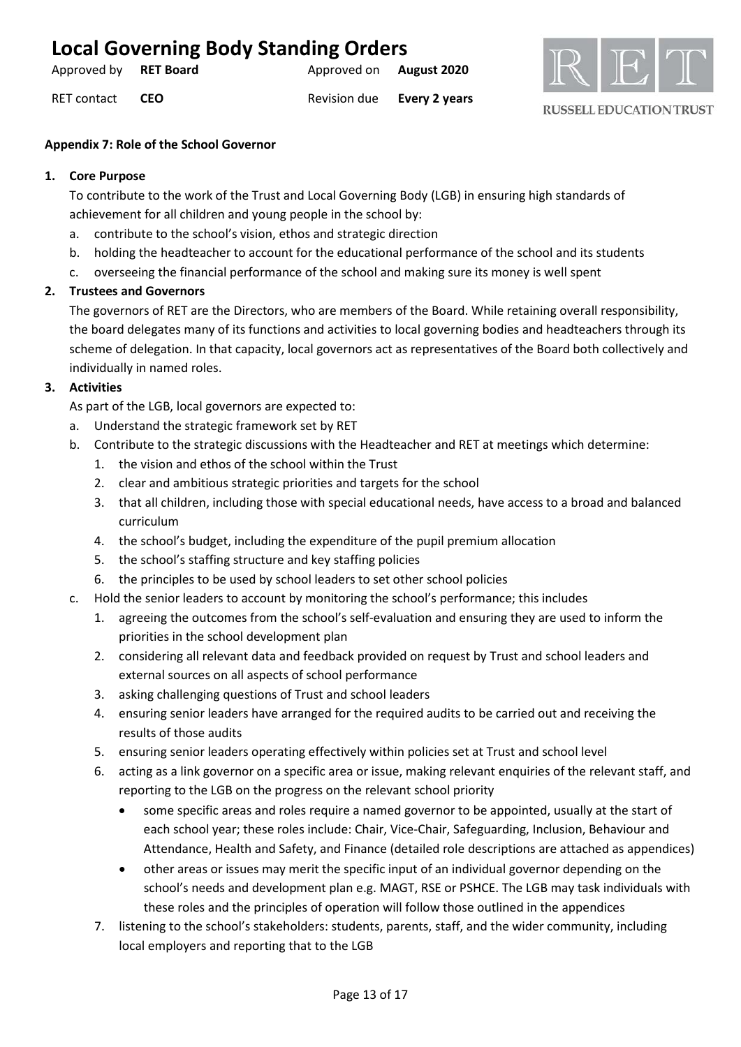**Appendix 7: Role of the School Governor**

1. **Core Purpose**

   To contribute to the work of the Trust and Local Governing Body (LGB) in ensuring high standards of achievement for all children and young people in the school by:

   a. contribute to the school's vision, ethos and strategic direction
   b. holding the headteacher to account for the educational performance of the school and its students
   c. overseeing the financial performance of the school and making sure its money is well spent

2. **Trustees and Governors**

   The governors of RET are the Directors, who are members of the Board. While retaining overall responsibility, the board delegates many of its functions and activities to local governing bodies and headteachers through its scheme of delegation. In that capacity, local governors act as representatives of the Board both collectively and individually in named roles.

3. **Activities**

   As part of the LGB, local governors are expected to:

   a. Understand the strategic framework set by RET
   b. Contribute to the strategic discussions with the Headteacher and RET at meetings which determine:
      1. the vision and ethos of the school within the Trust
      2. clear and ambitious strategic priorities and targets for the school
      3. that all children, including those with special educational needs, have access to a broad and balanced curriculum
      4. the school's budget, including the expenditure of the pupil premium allocation
      5. the school's staffing structure and key staffing policies
      6. the principles to be used by school leaders to set other school policies
   c. Hold the senior leaders to account by monitoring the school's performance; this includes
      1. agreeing the outcomes from the school's self-evaluation and ensuring they are used to inform the priorities in the school development plan
      2. considering all relevant data and feedback provided on request by Trust and school leaders and external sources on all aspects of school performance
      3. asking challenging questions of Trust and school leaders
      4. ensuring senior leaders have arranged for the required audits to be carried out and receiving the results of those audits
      5. ensuring senior leaders operating effectively within policies set at Trust and school level
      6. acting as a link governor on a specific area or issue, making relevant enquiries of the relevant staff, and reporting to the LGB on the progress on the relevant school priority
         - some specific areas and roles require a named governor to be appointed, usually at the start of each school year; these roles include: Chair, Vice-Chair, Safeguarding, Inclusion, Behaviour and Attendance, Health and Safety, and Finance (detailed role descriptions are attached as appendices)
         - other areas or issues may merit the specific input of an individual governor depending on the school's needs and development plan e.g. MAGT, RSE or PSHCE. The LGB may task individuals with these roles and the principles of operation will follow those outlined in the appendices
      7. listening to the school's stakeholders: students, parents, staff, and the wider community, including local employers and reporting that to the LGB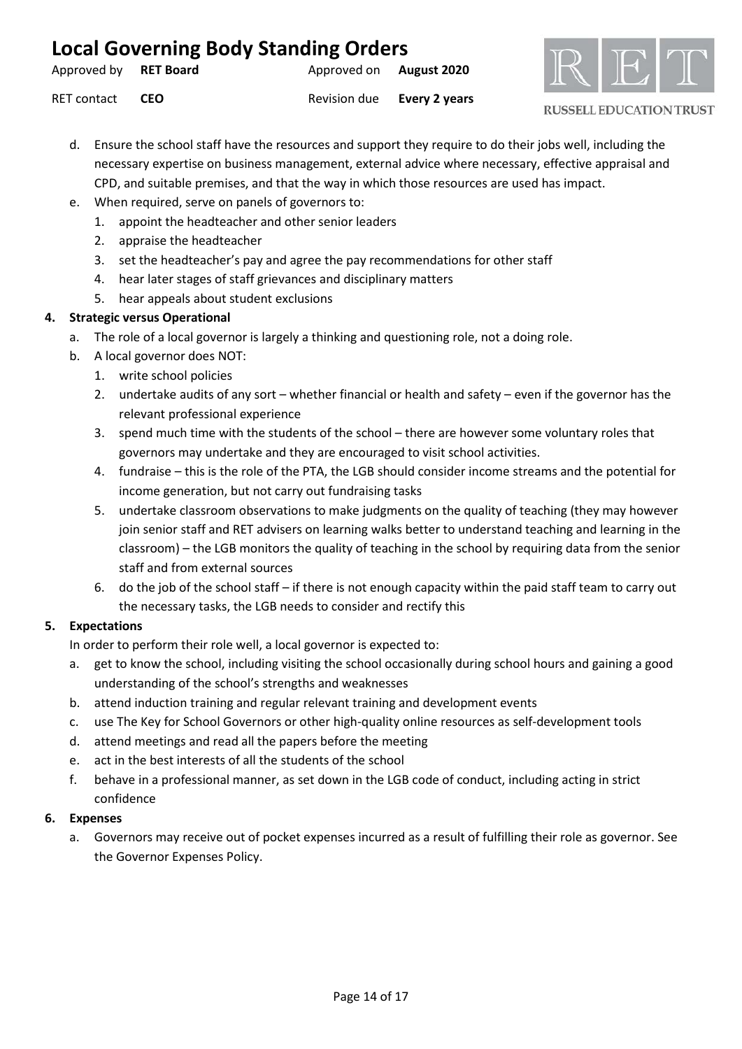d. Ensure the school staff have the resources and support they require to do their jobs well, including the necessary expertise on business management, external advice where necessary, effective appraisal and CPD, and suitable premises, and that the way in which those resources are used has impact.
e. When required, serve on panels of governors to:
   1. appoint the headteacher and other senior leaders
   2. appraise the headteacher
   3. set the headteacher's pay and agree the pay recommendations for other staff
   4. hear later stages of staff grievances and disciplinary matters
   5. hear appeals about student exclusions

**4. Strategic versus Operational**

a. The role of a local governor is largely a thinking and questioning role, not a doing role.
b. A local governor does NOT:
   1. write school policies
   2. undertake audits of any sort – whether financial or health and safety – even if the governor has the relevant professional experience
   3. spend much time with the students of the school – there are however some voluntary roles that governors may undertake and they are encouraged to visit school activities.
   4. fundraise – this is the role of the PTA, the LGB should consider income streams and the potential for income generation, but not carry out fundraising tasks
   5. undertake classroom observations to make judgments on the quality of teaching (they may however join senior staff and RET advisers on learning walks better to understand teaching and learning in the classroom) – the LGB monitors the quality of teaching in the school by requiring data from the senior staff and from external sources
   6. do the job of the school staff – if there is not enough capacity within the paid staff team to carry out the necessary tasks, the LGB needs to consider and rectify this

**5. Expectations**

In order to perform their role well, a local governor is expected to:

a. get to know the school, including visiting the school occasionally during school hours and gaining a good understanding of the school's strengths and weaknesses
b. attend induction training and regular relevant training and development events
c. use The Key for School Governors or other high-quality online resources as self-development tools
d. attend meetings and read all the papers before the meeting
e. act in the best interests of all the students of the school
f. behave in a professional manner, as set down in the LGB code of conduct, including acting in strict confidence

**6. Expenses**

a. Governors may receive out of pocket expenses incurred as a result of fulfilling their role as governor. See the Governor Expenses Policy.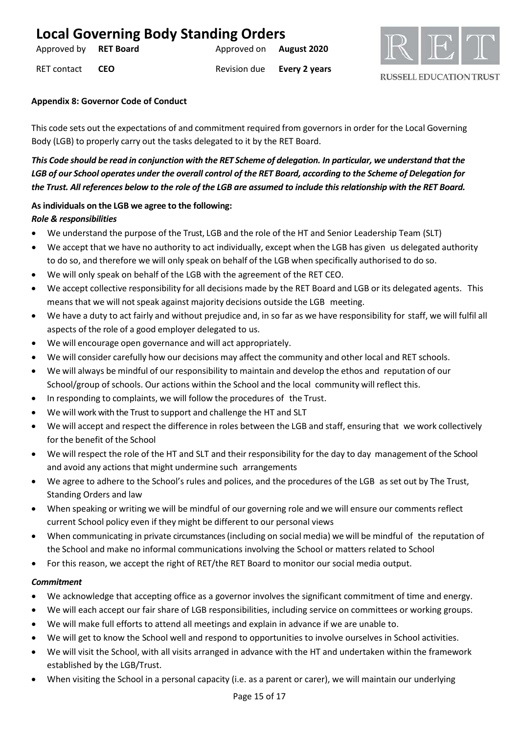**Appendix 8: Governor Code of Conduct**

This code sets out the expectations of and commitment required from governors in order for the Local Governing Body (LGB) to properly carry out the tasks delegated to it by the RET Board.

***This Code should be read in conjunction with the RET Scheme of delegation. In particular, we understand that the LGB of our School operates under the overall control of the RET Board, according to the Scheme of Delegation for the Trust. All references below to the role of the LGB are assumed to include this relationship with the RET Board.***

**As individuals on the LGB we agree to the following:**

***Role & responsibilities***

- We understand the purpose of the Trust, LGB and the role of the HT and Senior Leadership Team (SLT)
- We accept that we have no authority to act individually, except when the LGB has given us delegated authority to do so, and therefore we will only speak on behalf of the LGB when specifically authorised to do so.
- We will only speak on behalf of the LGB with the agreement of the RET CEO.
- We accept collective responsibility for all decisions made by the RET Board and LGB or its delegated agents. This means that we will not speak against majority decisions outside the LGB meeting.
- We have a duty to act fairly and without prejudice and, in so far as we have responsibility for staff, we will fulfil all aspects of the role of a good employer delegated to us.
- We will encourage open governance and will act appropriately.
- We will consider carefully how our decisions may affect the community and other local and RET schools.
- We will always be mindful of our responsibility to maintain and develop the ethos and reputation of our School/group of schools. Our actions within the School and the local community will reflect this.
- In responding to complaints, we will follow the procedures of the Trust.
- We will work with the Trust to support and challenge the HT and SLT
- We will accept and respect the difference in roles between the LGB and staff, ensuring that we work collectively for the benefit of the School
- We will respect the role of the HT and SLT and their responsibility for the day to day management of the School and avoid any actions that might undermine such arrangements
- We agree to adhere to the School's rules and polices, and the procedures of the LGB as set out by The Trust, Standing Orders and law
- When speaking or writing we will be mindful of our governing role and we will ensure our comments reflect current School policy even if they might be different to our personal views
- When communicating in private circumstances (including on social media) we will be mindful of the reputation of the School and make no informal communications involving the School or matters related to School
- For this reason, we accept the right of RET/the RET Board to monitor our social media output.

***Commitment***

- We acknowledge that accepting office as a governor involves the significant commitment of time and energy.
- We will each accept our fair share of LGB responsibilities, including service on committees or working groups.
- We will make full efforts to attend all meetings and explain in advance if we are unable to.
- We will get to know the School well and respond to opportunities to involve ourselves in School activities.
- We will visit the School, with all visits arranged in advance with the HT and undertaken within the framework established by the LGB/Trust.
- When visiting the School in a personal capacity (i.e. as a parent or carer), we will maintain our underlying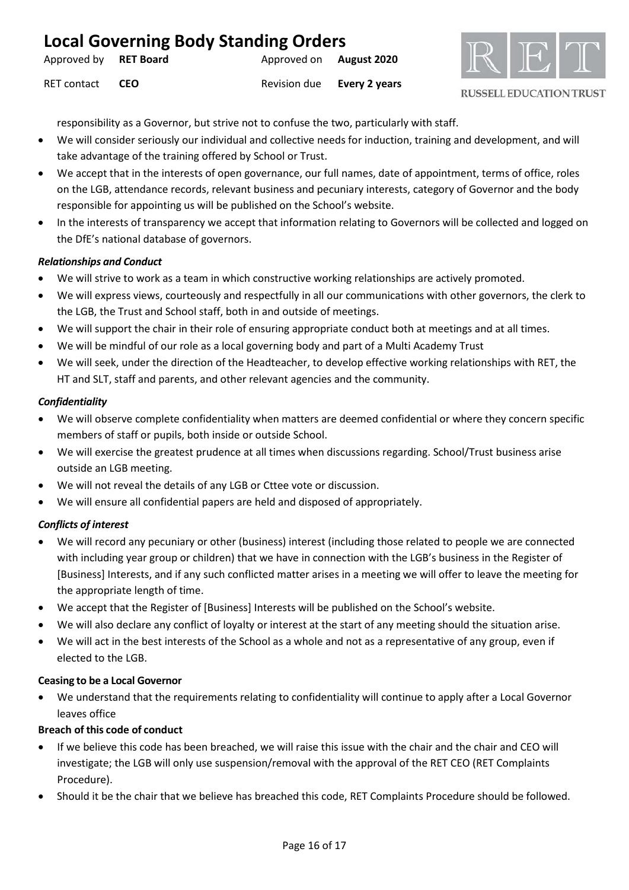responsibility as a Governor, but strive not to confuse the two, particularly with staff.

- We will consider seriously our individual and collective needs for induction, training and development, and will take advantage of the training offered by School or Trust.
- We accept that in the interests of open governance, our full names, date of appointment, terms of office, roles on the LGB, attendance records, relevant business and pecuniary interests, category of Governor and the body responsible for appointing us will be published on the School's website.
- In the interests of transparency we accept that information relating to Governors will be collected and logged on the DfE's national database of governors.

***Relationships and Conduct***

- We will strive to work as a team in which constructive working relationships are actively promoted.
- We will express views, courteously and respectfully in all our communications with other governors, the clerk to the LGB, the Trust and School staff, both in and outside of meetings.
- We will support the chair in their role of ensuring appropriate conduct both at meetings and at all times.
- We will be mindful of our role as a local governing body and part of a Multi Academy Trust
- We will seek, under the direction of the Headteacher, to develop effective working relationships with RET, the HT and SLT, staff and parents, and other relevant agencies and the community.

***Confidentiality***

- We will observe complete confidentiality when matters are deemed confidential or where they concern specific members of staff or pupils, both inside or outside School.
- We will exercise the greatest prudence at all times when discussions regarding. School/Trust business arise outside an LGB meeting.
- We will not reveal the details of any LGB or Cttee vote or discussion.
- We will ensure all confidential papers are held and disposed of appropriately.

***Conflicts of interest***

- We will record any pecuniary or other (business) interest (including those related to people we are connected with including year group or children) that we have in connection with the LGB's business in the Register of [Business] Interests, and if any such conflicted matter arises in a meeting we will offer to leave the meeting for the appropriate length of time.
- We accept that the Register of [Business] Interests will be published on the School's website.
- We will also declare any conflict of loyalty or interest at the start of any meeting should the situation arise.
- We will act in the best interests of the School as a whole and not as a representative of any group, even if elected to the LGB.

**Ceasing to be a Local Governor**

- We understand that the requirements relating to confidentiality will continue to apply after a Local Governor leaves office

**Breach of this code of conduct**

- If we believe this code has been breached, we will raise this issue with the chair and the chair and CEO will investigate; the LGB will only use suspension/removal with the approval of the RET CEO (RET Complaints Procedure).
- Should it be the chair that we believe has breached this code, RET Complaints Procedure should be followed.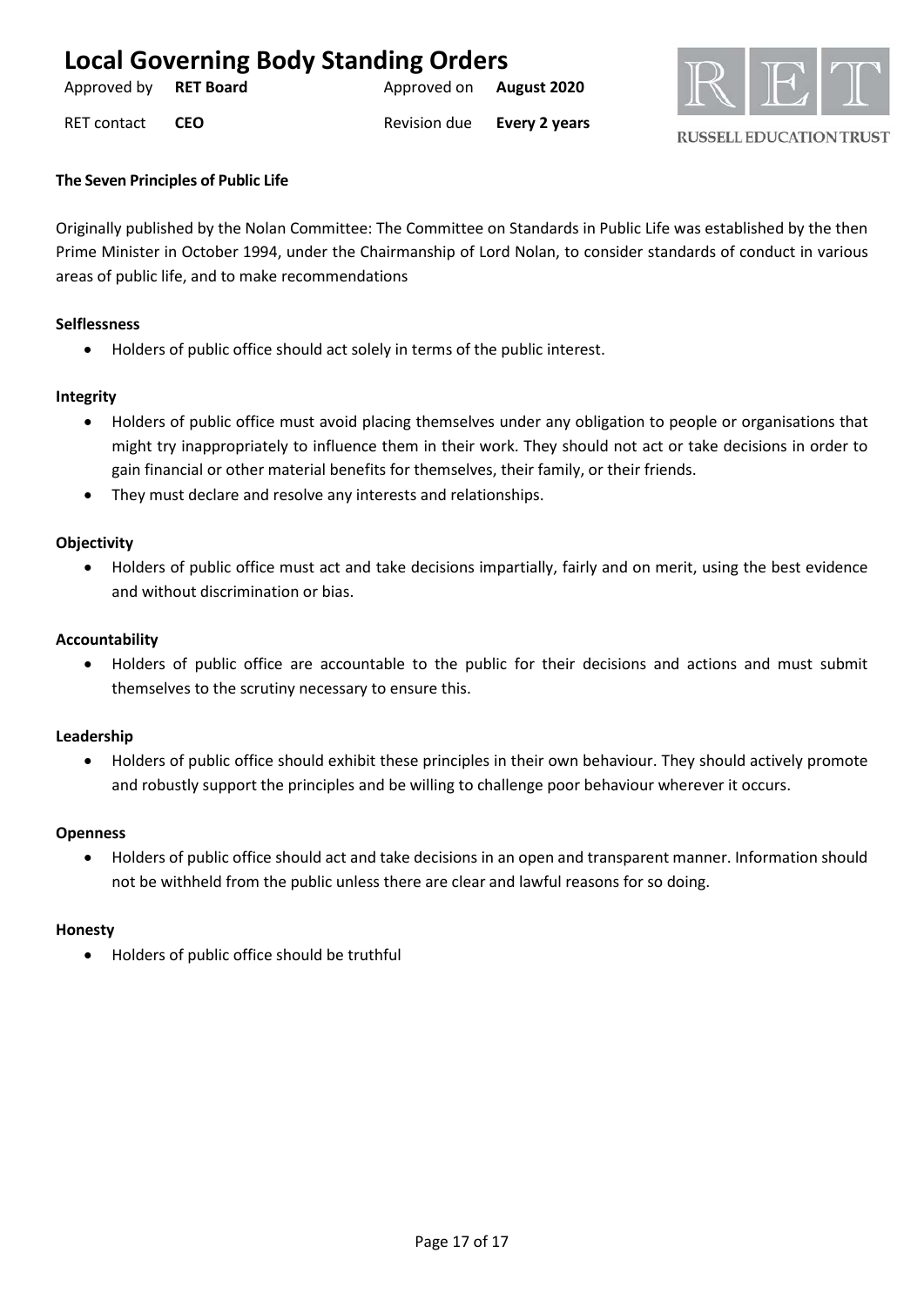**The Seven Principles of Public Life**

Originally published by the Nolan Committee: The Committee on Standards in Public Life was established by the then Prime Minister in October 1994, under the Chairmanship of Lord Nolan, to consider standards of conduct in various areas of public life, and to make recommendations

**Selflessness**

- Holders of public office should act solely in terms of the public interest.

**Integrity**

- Holders of public office must avoid placing themselves under any obligation to people or organisations that might try inappropriately to influence them in their work. They should not act or take decisions in order to gain financial or other material benefits for themselves, their family, or their friends.
- They must declare and resolve any interests and relationships.

**Objectivity**

- Holders of public office must act and take decisions impartially, fairly and on merit, using the best evidence and without discrimination or bias.

**Accountability**

- Holders of public office are accountable to the public for their decisions and actions and must submit themselves to the scrutiny necessary to ensure this.

**Leadership**

- Holders of public office should exhibit these principles in their own behaviour. They should actively promote and robustly support the principles and be willing to challenge poor behaviour wherever it occurs.

**Openness**

- Holders of public office should act and take decisions in an open and transparent manner. Information should not be withheld from the public unless there are clear and lawful reasons for so doing.

**Honesty**

- Holders of public office should be truthful